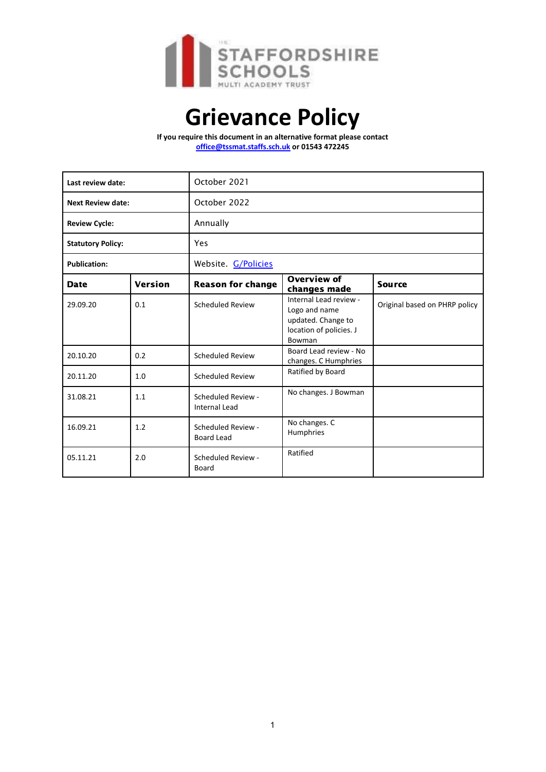# Grievance Policy

**If you require this document in an alternative format please contact office@tssmat.staffs.sch.uk or 01543 472245**

| | |
|---|---|
| **Last review date:** | October 2021 |
| **Next Review date:** | October 2022 |
| **Review Cycle:** | Annually |
| **Statutory Policy:** | Yes |
| **Publication:** | Website. G/Policies |

| Date | Version | Reason for change | Overview of changes made | Source |
|---|---|---|---|---|
| 29.09.20 | 0.1 | Scheduled Review | Internal Lead review - Logo and name updated. Change to location of policies. J Bowman | Original based on PHRP policy |
| 20.10.20 | 0.2 | Scheduled Review | Board Lead review - No changes. C Humphries | |
| 20.11.20 | 1.0 | Scheduled Review | Ratified by Board | |
| 31.08.21 | 1.1 | Scheduled Review - Internal Lead | No changes. J Bowman | |
| 16.09.21 | 1.2 | Scheduled Review - Board Lead | No changes. C Humphries | |
| 05.11.21 | 2.0 | Scheduled Review - Board | Ratified | |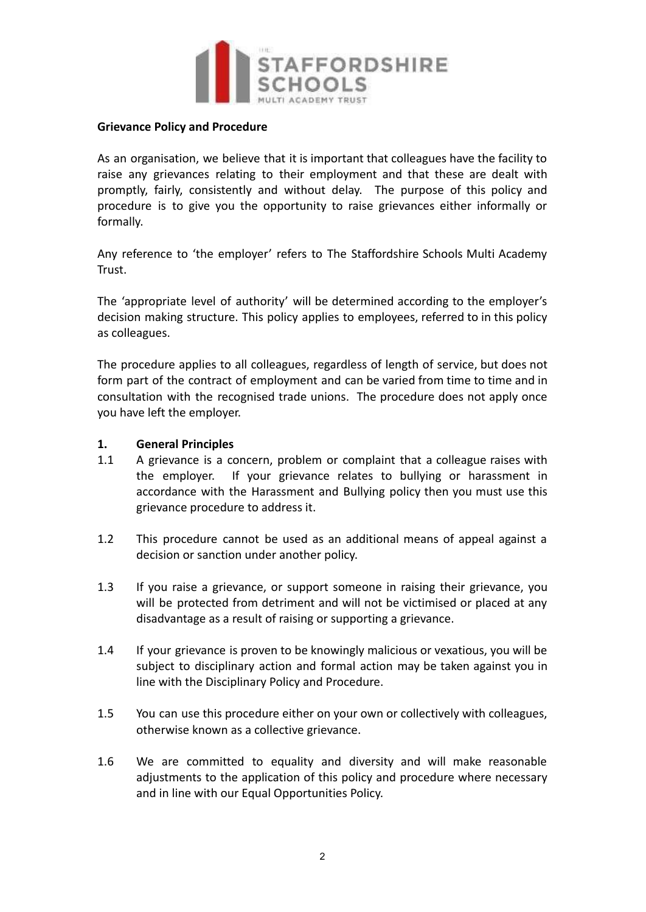**Grievance Policy and Procedure**

As an organisation, we believe that it is important that colleagues have the facility to raise any grievances relating to their employment and that these are dealt with promptly, fairly, consistently and without delay. The purpose of this policy and procedure is to give you the opportunity to raise grievances either informally or formally.

Any reference to 'the employer' refers to The Staffordshire Schools Multi Academy Trust.

The 'appropriate level of authority' will be determined according to the employer's decision making structure. This policy applies to employees, referred to in this policy as colleagues.

The procedure applies to all colleagues, regardless of length of service, but does not form part of the contract of employment and can be varied from time to time and in consultation with the recognised trade unions. The procedure does not apply once you have left the employer.

**1. General Principles**

1.1 A grievance is a concern, problem or complaint that a colleague raises with the employer. If your grievance relates to bullying or harassment in accordance with the Harassment and Bullying policy then you must use this grievance procedure to address it.

1.2 This procedure cannot be used as an additional means of appeal against a decision or sanction under another policy.

1.3 If you raise a grievance, or support someone in raising their grievance, you will be protected from detriment and will not be victimised or placed at any disadvantage as a result of raising or supporting a grievance.

1.4 If your grievance is proven to be knowingly malicious or vexatious, you will be subject to disciplinary action and formal action may be taken against you in line with the Disciplinary Policy and Procedure.

1.5 You can use this procedure either on your own or collectively with colleagues, otherwise known as a collective grievance.

1.6 We are committed to equality and diversity and will make reasonable adjustments to the application of this policy and procedure where necessary and in line with our Equal Opportunities Policy.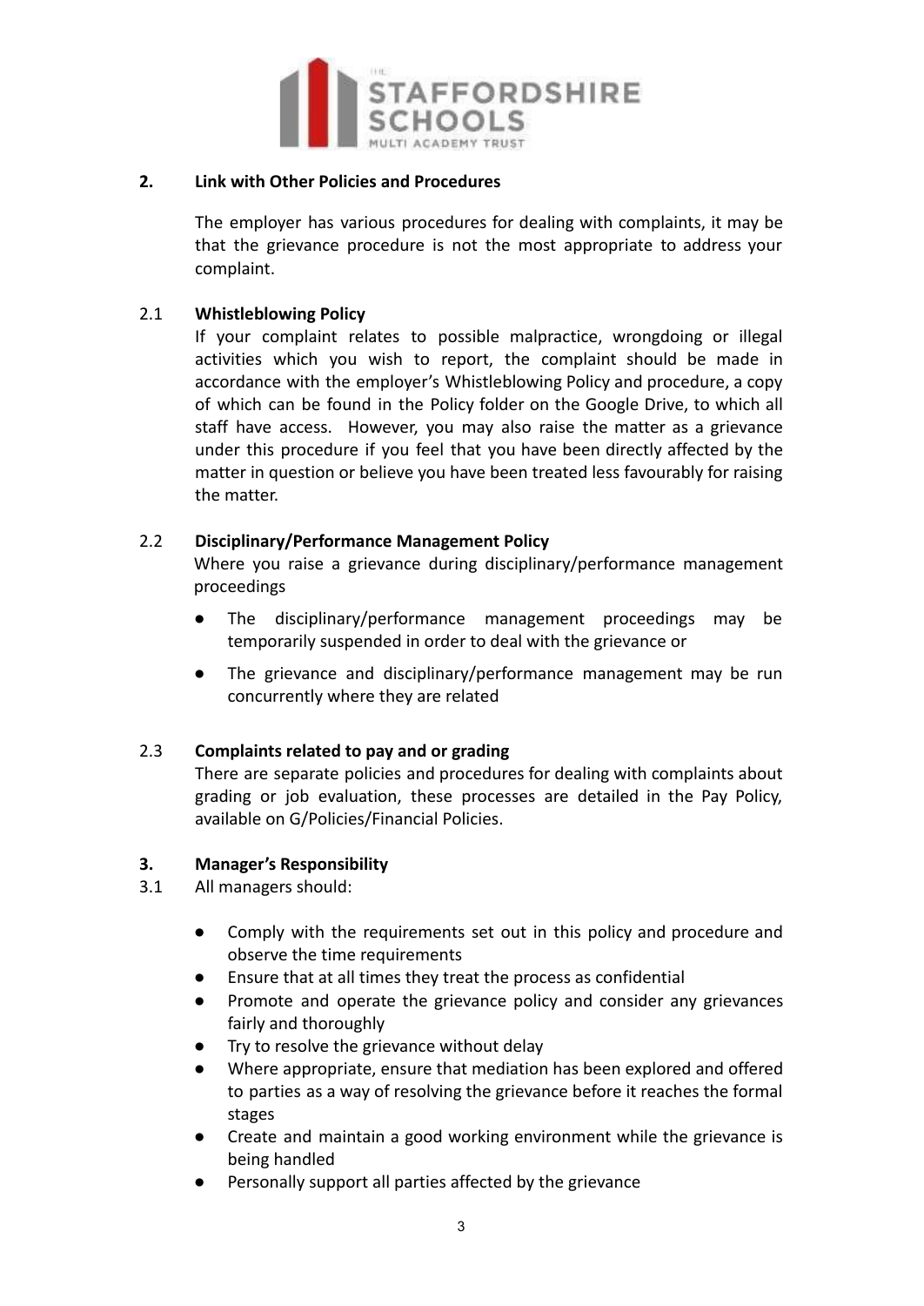## 2. Link with Other Policies and Procedures

The employer has various procedures for dealing with complaints, it may be that the grievance procedure is not the most appropriate to address your complaint.

### 2.1 Whistleblowing Policy

If your complaint relates to possible malpractice, wrongdoing or illegal activities which you wish to report, the complaint should be made in accordance with the employer's Whistleblowing Policy and procedure, a copy of which can be found in the Policy folder on the Google Drive, to which all staff have access. However, you may also raise the matter as a grievance under this procedure if you feel that you have been directly affected by the matter in question or believe you have been treated less favourably for raising the matter.

### 2.2 Disciplinary/Performance Management Policy

Where you raise a grievance during disciplinary/performance management proceedings

- The disciplinary/performance management proceedings may be temporarily suspended in order to deal with the grievance or
- The grievance and disciplinary/performance management may be run concurrently where they are related

### 2.3 Complaints related to pay and or grading

There are separate policies and procedures for dealing with complaints about grading or job evaluation, these processes are detailed in the Pay Policy, available on G/Policies/Financial Policies.

## 3. Manager's Responsibility

3.1 All managers should:

- Comply with the requirements set out in this policy and procedure and observe the time requirements
- Ensure that at all times they treat the process as confidential
- Promote and operate the grievance policy and consider any grievances fairly and thoroughly
- Try to resolve the grievance without delay
- Where appropriate, ensure that mediation has been explored and offered to parties as a way of resolving the grievance before it reaches the formal stages
- Create and maintain a good working environment while the grievance is being handled
- Personally support all parties affected by the grievance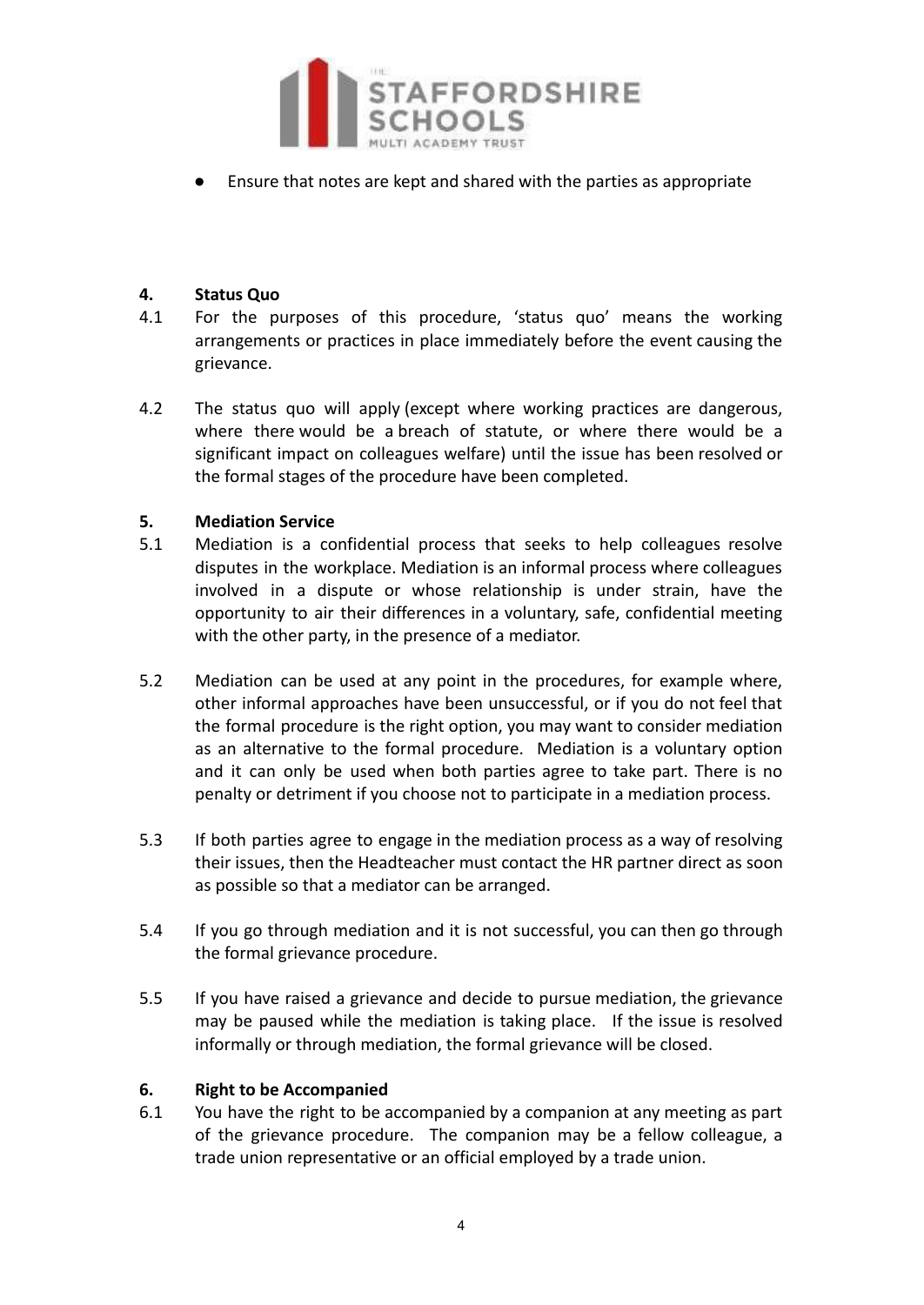- Ensure that notes are kept and shared with the parties as appropriate

## 4. Status Quo

4.1 For the purposes of this procedure, 'status quo' means the working arrangements or practices in place immediately before the event causing the grievance.

4.2 The status quo will apply (except where working practices are dangerous, where there would be a breach of statute, or where there would be a significant impact on colleagues welfare) until the issue has been resolved or the formal stages of the procedure have been completed.

## 5. Mediation Service

5.1 Mediation is a confidential process that seeks to help colleagues resolve disputes in the workplace. Mediation is an informal process where colleagues involved in a dispute or whose relationship is under strain, have the opportunity to air their differences in a voluntary, safe, confidential meeting with the other party, in the presence of a mediator.

5.2 Mediation can be used at any point in the procedures, for example where, other informal approaches have been unsuccessful, or if you do not feel that the formal procedure is the right option, you may want to consider mediation as an alternative to the formal procedure. Mediation is a voluntary option and it can only be used when both parties agree to take part. There is no penalty or detriment if you choose not to participate in a mediation process.

5.3 If both parties agree to engage in the mediation process as a way of resolving their issues, then the Headteacher must contact the HR partner direct as soon as possible so that a mediator can be arranged.

5.4 If you go through mediation and it is not successful, you can then go through the formal grievance procedure.

5.5 If you have raised a grievance and decide to pursue mediation, the grievance may be paused while the mediation is taking place. If the issue is resolved informally or through mediation, the formal grievance will be closed.

## 6. Right to be Accompanied

6.1 You have the right to be accompanied by a companion at any meeting as part of the grievance procedure. The companion may be a fellow colleague, a trade union representative or an official employed by a trade union.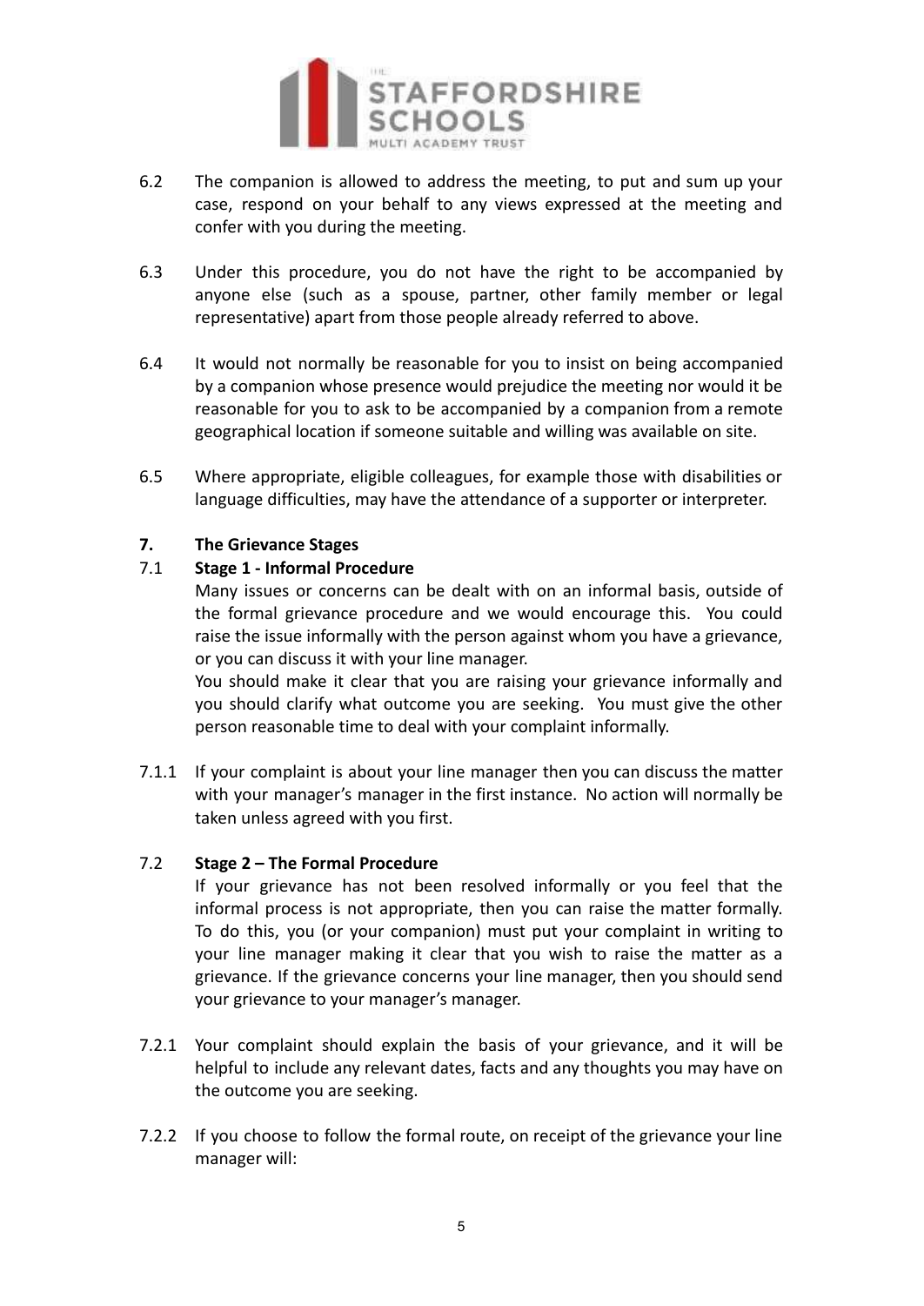6.2 The companion is allowed to address the meeting, to put and sum up your case, respond on your behalf to any views expressed at the meeting and confer with you during the meeting.

6.3 Under this procedure, you do not have the right to be accompanied by anyone else (such as a spouse, partner, other family member or legal representative) apart from those people already referred to above.

6.4 It would not normally be reasonable for you to insist on being accompanied by a companion whose presence would prejudice the meeting nor would it be reasonable for you to ask to be accompanied by a companion from a remote geographical location if someone suitable and willing was available on site.

6.5 Where appropriate, eligible colleagues, for example those with disabilities or language difficulties, may have the attendance of a supporter or interpreter.

## 7. The Grievance Stages

### 7.1 Stage 1 - Informal Procedure

Many issues or concerns can be dealt with on an informal basis, outside of the formal grievance procedure and we would encourage this. You could raise the issue informally with the person against whom you have a grievance, or you can discuss it with your line manager.

You should make it clear that you are raising your grievance informally and you should clarify what outcome you are seeking. You must give the other person reasonable time to deal with your complaint informally.

7.1.1 If your complaint is about your line manager then you can discuss the matter with your manager's manager in the first instance. No action will normally be taken unless agreed with you first.

### 7.2 Stage 2 – The Formal Procedure

If your grievance has not been resolved informally or you feel that the informal process is not appropriate, then you can raise the matter formally. To do this, you (or your companion) must put your complaint in writing to your line manager making it clear that you wish to raise the matter as a grievance. If the grievance concerns your line manager, then you should send your grievance to your manager's manager.

7.2.1 Your complaint should explain the basis of your grievance, and it will be helpful to include any relevant dates, facts and any thoughts you may have on the outcome you are seeking.

7.2.2 If you choose to follow the formal route, on receipt of the grievance your line manager will: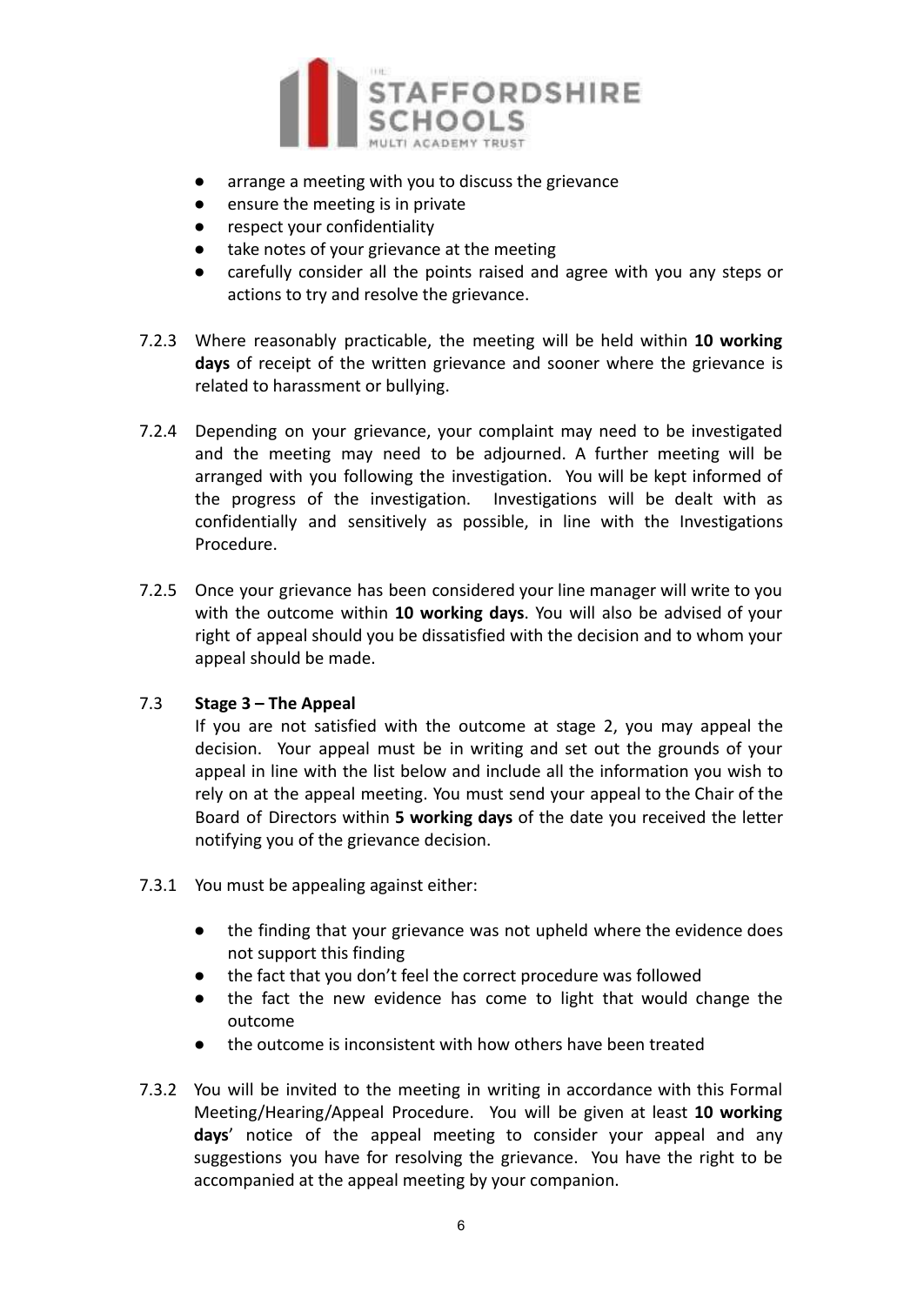- arrange a meeting with you to discuss the grievance
- ensure the meeting is in private
- respect your confidentiality
- take notes of your grievance at the meeting
- carefully consider all the points raised and agree with you any steps or actions to try and resolve the grievance.

7.2.3 Where reasonably practicable, the meeting will be held within **10 working days** of receipt of the written grievance and sooner where the grievance is related to harassment or bullying.

7.2.4 Depending on your grievance, your complaint may need to be investigated and the meeting may need to be adjourned. A further meeting will be arranged with you following the investigation. You will be kept informed of the progress of the investigation. Investigations will be dealt with as confidentially and sensitively as possible, in line with the Investigations Procedure.

7.2.5 Once your grievance has been considered your line manager will write to you with the outcome within **10 working days**. You will also be advised of your right of appeal should you be dissatisfied with the decision and to whom your appeal should be made.

### 7.3 Stage 3 – The Appeal

If you are not satisfied with the outcome at stage 2, you may appeal the decision. Your appeal must be in writing and set out the grounds of your appeal in line with the list below and include all the information you wish to rely on at the appeal meeting. You must send your appeal to the Chair of the Board of Directors within **5 working days** of the date you received the letter notifying you of the grievance decision.

7.3.1 You must be appealing against either:

- the finding that your grievance was not upheld where the evidence does not support this finding
- the fact that you don't feel the correct procedure was followed
- the fact the new evidence has come to light that would change the outcome
- the outcome is inconsistent with how others have been treated

7.3.2 You will be invited to the meeting in writing in accordance with this Formal Meeting/Hearing/Appeal Procedure. You will be given at least **10 working days**' notice of the appeal meeting to consider your appeal and any suggestions you have for resolving the grievance. You have the right to be accompanied at the appeal meeting by your companion.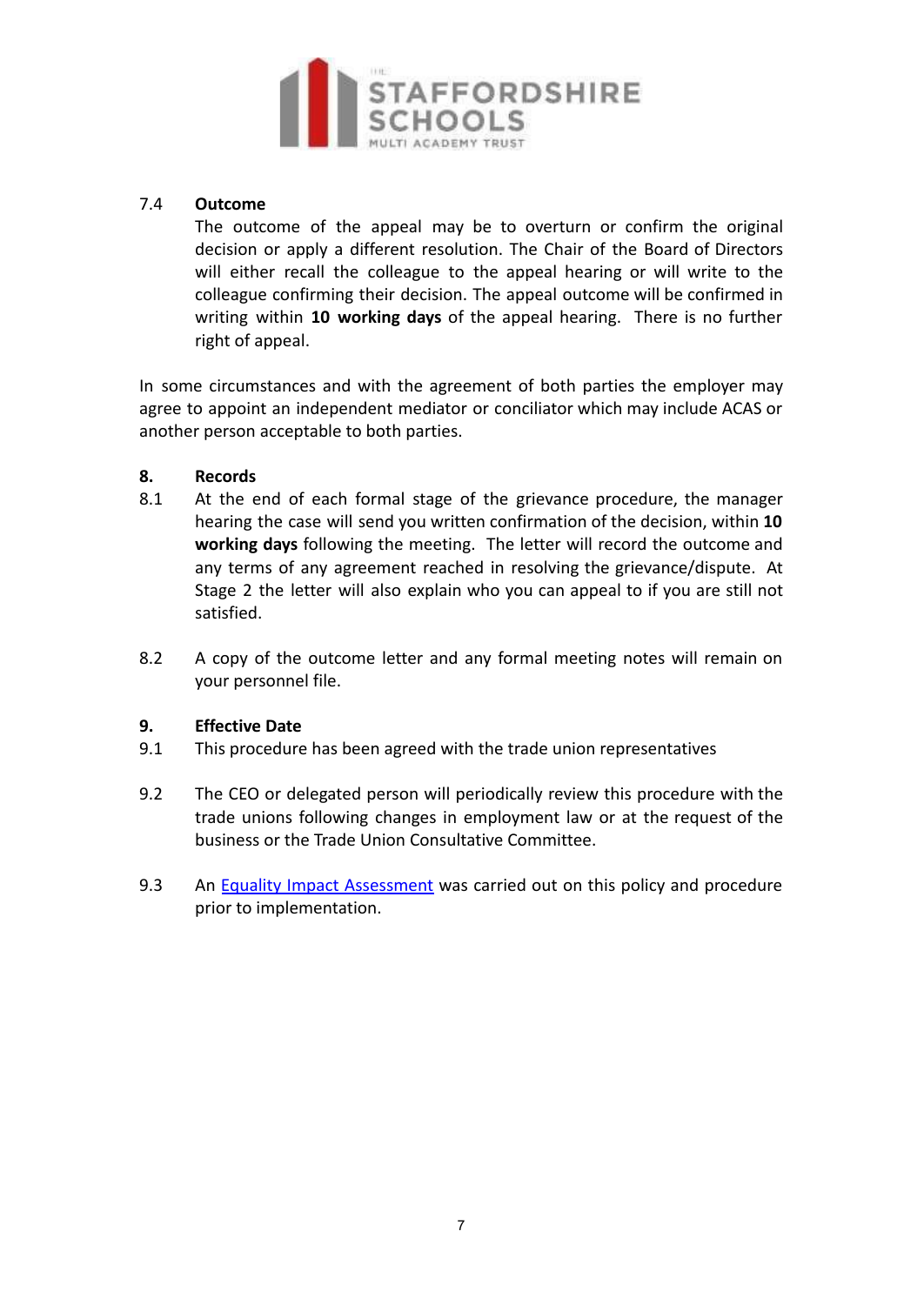7.4 **Outcome**

The outcome of the appeal may be to overturn or confirm the original decision or apply a different resolution. The Chair of the Board of Directors will either recall the colleague to the appeal hearing or will write to the colleague confirming their decision. The appeal outcome will be confirmed in writing within **10 working days** of the appeal hearing. There is no further right of appeal.

In some circumstances and with the agreement of both parties the employer may agree to appoint an independent mediator or conciliator which may include ACAS or another person acceptable to both parties.

## 8. Records

8.1 At the end of each formal stage of the grievance procedure, the manager hearing the case will send you written confirmation of the decision, within **10 working days** following the meeting. The letter will record the outcome and any terms of any agreement reached in resolving the grievance/dispute. At Stage 2 the letter will also explain who you can appeal to if you are still not satisfied.

8.2 A copy of the outcome letter and any formal meeting notes will remain on your personnel file.

## 9. Effective Date

9.1 This procedure has been agreed with the trade union representatives

9.2 The CEO or delegated person will periodically review this procedure with the trade unions following changes in employment law or at the request of the business or the Trade Union Consultative Committee.

9.3 An Equality Impact Assessment was carried out on this policy and procedure prior to implementation.